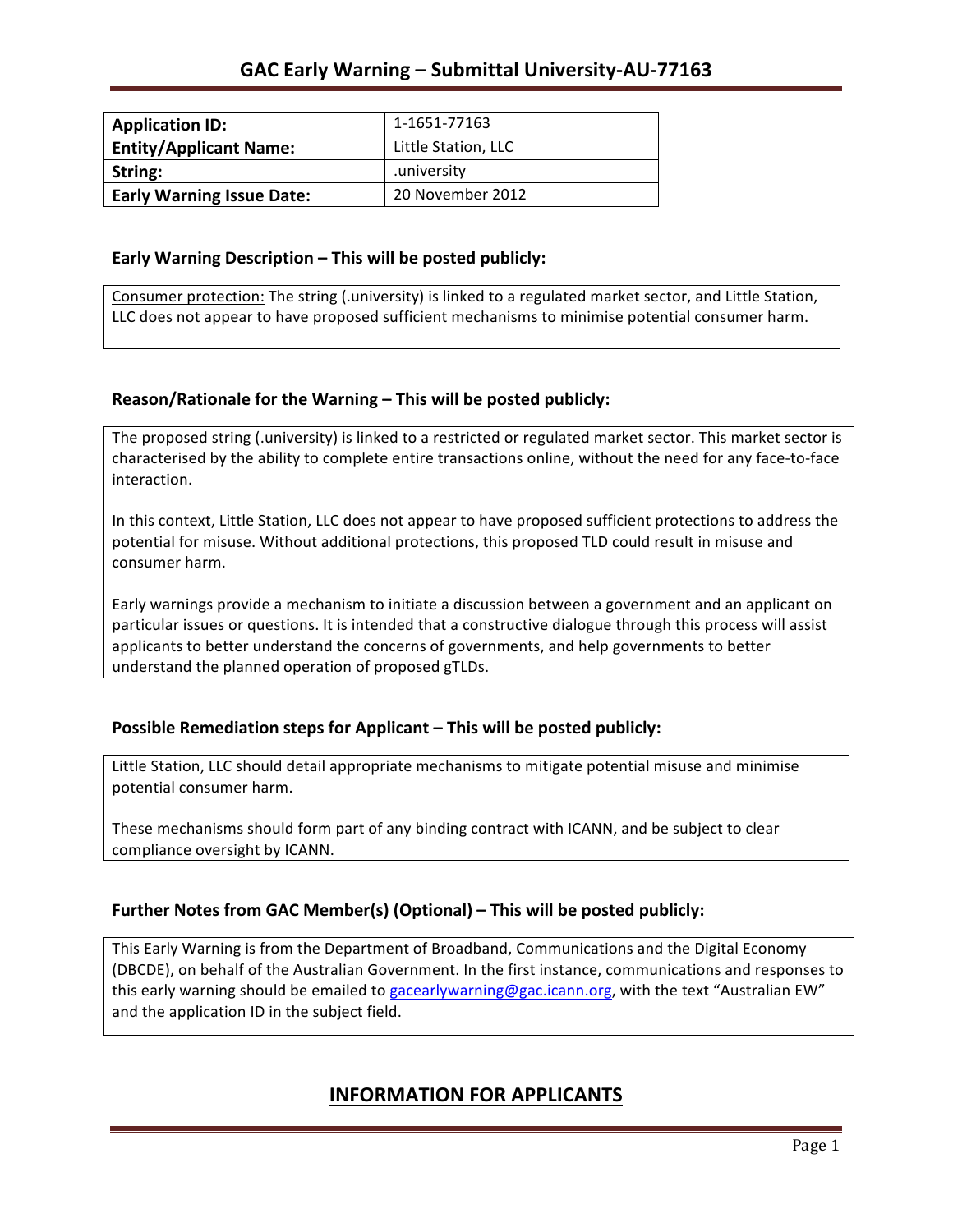# GAC Early Warning – Submittal University-AU-77163

| **Application ID:** | 1-1651-77163 |
|---|---|
| **Entity/Applicant Name:** | Little Station, LLC |
| **String:** | .university |
| **Early Warning Issue Date:** | 20 November 2012 |

### Early Warning Description – This will be posted publicly:

Consumer protection: The string (.university) is linked to a regulated market sector, and Little Station, LLC does not appear to have proposed sufficient mechanisms to minimise potential consumer harm.

### Reason/Rationale for the Warning – This will be posted publicly:

The proposed string (.university) is linked to a restricted or regulated market sector. This market sector is characterised by the ability to complete entire transactions online, without the need for any face-to-face interaction.

In this context, Little Station, LLC does not appear to have proposed sufficient protections to address the potential for misuse. Without additional protections, this proposed TLD could result in misuse and consumer harm.

Early warnings provide a mechanism to initiate a discussion between a government and an applicant on particular issues or questions. It is intended that a constructive dialogue through this process will assist applicants to better understand the concerns of governments, and help governments to better understand the planned operation of proposed gTLDs.

### Possible Remediation steps for Applicant – This will be posted publicly:

Little Station, LLC should detail appropriate mechanisms to mitigate potential misuse and minimise potential consumer harm.

These mechanisms should form part of any binding contract with ICANN, and be subject to clear compliance oversight by ICANN.

### Further Notes from GAC Member(s) (Optional) – This will be posted publicly:

This Early Warning is from the Department of Broadband, Communications and the Digital Economy (DBCDE), on behalf of the Australian Government. In the first instance, communications and responses to this early warning should be emailed to gacearlywarning@gac.icann.org, with the text "Australian EW" and the application ID in the subject field.

## INFORMATION FOR APPLICANTS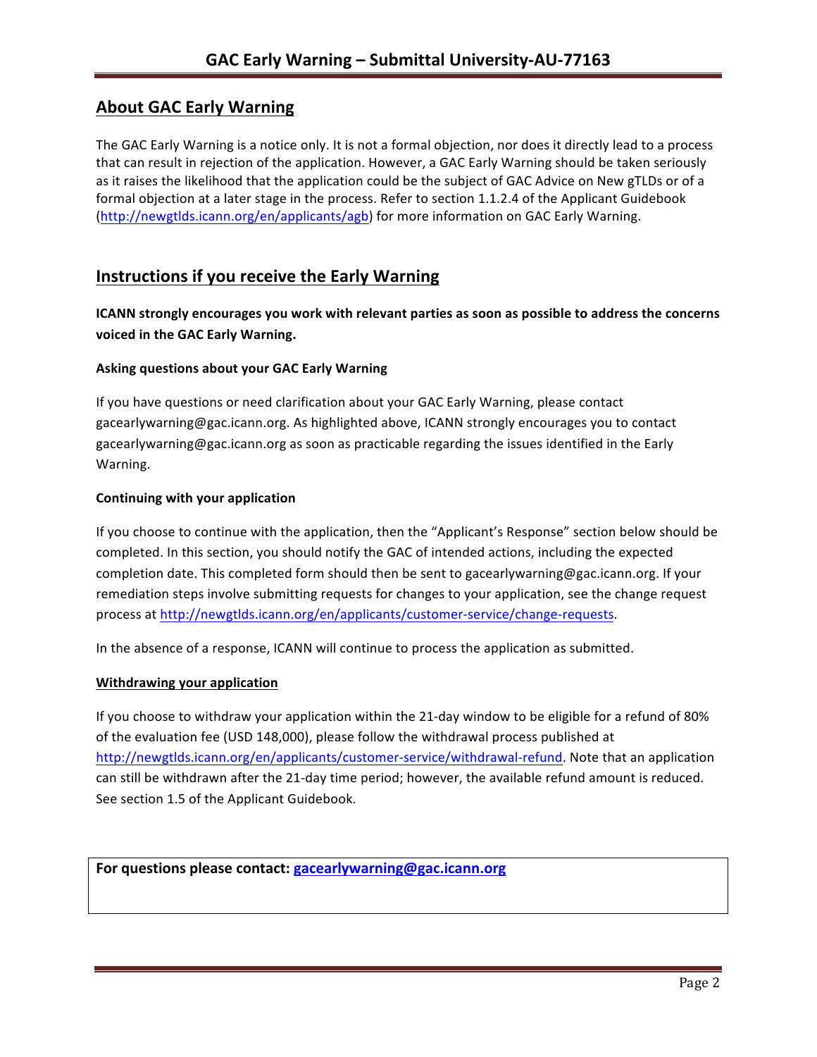## About GAC Early Warning

The GAC Early Warning is a notice only. It is not a formal objection, nor does it directly lead to a process that can result in rejection of the application. However, a GAC Early Warning should be taken seriously as it raises the likelihood that the application could be the subject of GAC Advice on New gTLDs or of a formal objection at a later stage in the process. Refer to section 1.1.2.4 of the Applicant Guidebook (http://newgtlds.icann.org/en/applicants/agb) for more information on GAC Early Warning.

## Instructions if you receive the Early Warning

**ICANN strongly encourages you work with relevant parties as soon as possible to address the concerns voiced in the GAC Early Warning.**

### Asking questions about your GAC Early Warning

If you have questions or need clarification about your GAC Early Warning, please contact gacearlywarning@gac.icann.org. As highlighted above, ICANN strongly encourages you to contact gacearlywarning@gac.icann.org as soon as practicable regarding the issues identified in the Early Warning.

### Continuing with your application

If you choose to continue with the application, then the "Applicant's Response" section below should be completed. In this section, you should notify the GAC of intended actions, including the expected completion date. This completed form should then be sent to gacearlywarning@gac.icann.org. If your remediation steps involve submitting requests for changes to your application, see the change request process at http://newgtlds.icann.org/en/applicants/customer-service/change-requests.

In the absence of a response, ICANN will continue to process the application as submitted.

### Withdrawing your application

If you choose to withdraw your application within the 21-day window to be eligible for a refund of 80% of the evaluation fee (USD 148,000), please follow the withdrawal process published at http://newgtlds.icann.org/en/applicants/customer-service/withdrawal-refund. Note that an application can still be withdrawn after the 21-day time period; however, the available refund amount is reduced. See section 1.5 of the Applicant Guidebook.

**For questions please contact: gacearlywarning@gac.icann.org**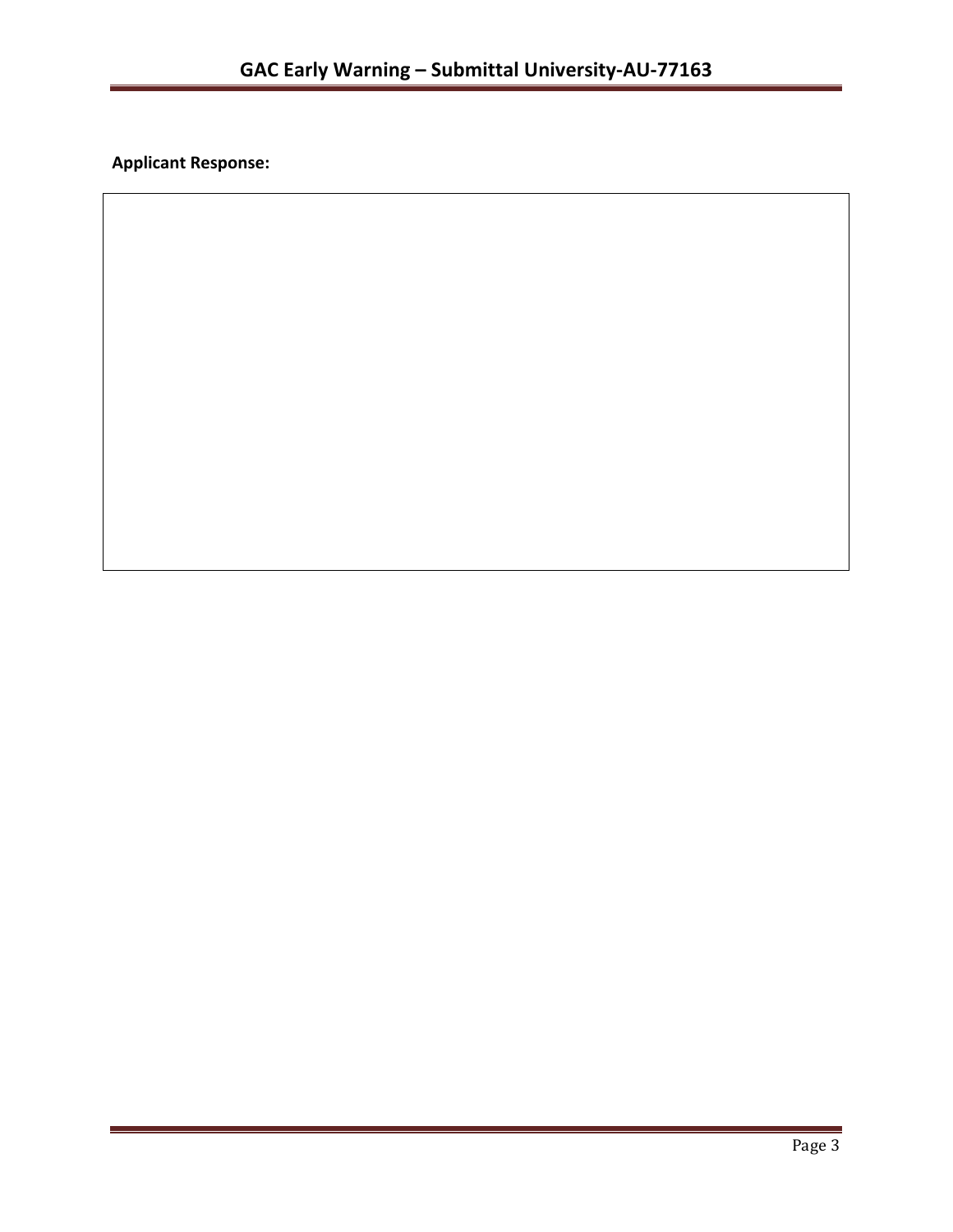**Applicant Response:**